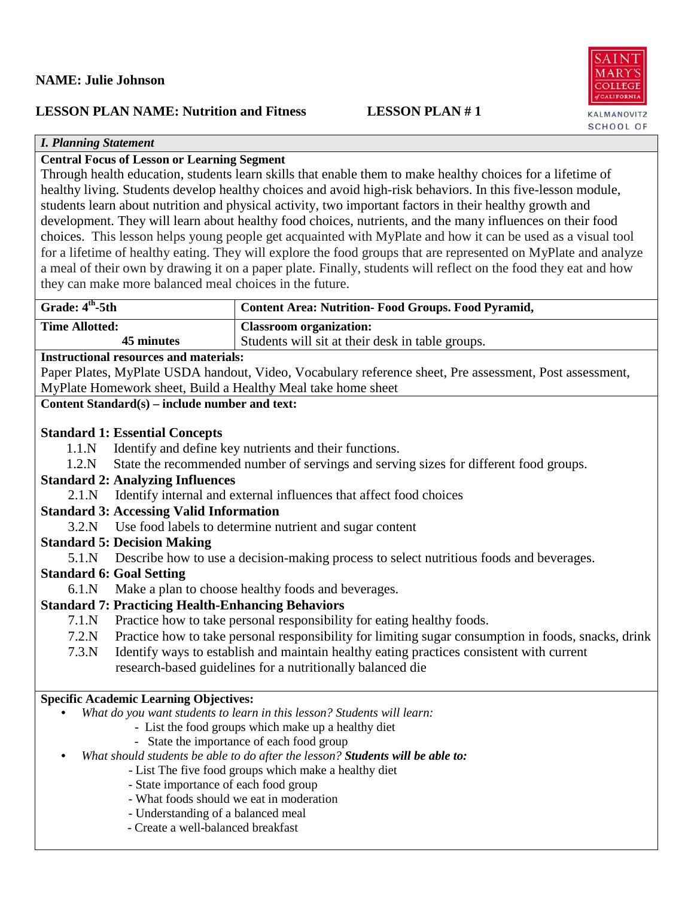**NAME: Julie Johnson**

**LESSON PLAN NAME: Nutrition and Fitness LESSON PLAN # 1**

***I. Planning Statement***

**Central Focus of Lesson or Learning Segment**

Through health education, students learn skills that enable them to make healthy choices for a lifetime of healthy living. Students develop healthy choices and avoid high-risk behaviors. In this five-lesson module, students learn about nutrition and physical activity, two important factors in their healthy growth and development. They will learn about healthy food choices, nutrients, and the many influences on their food choices. This lesson helps young people get acquainted with MyPlate and how it can be used as a visual tool for a lifetime of healthy eating. They will explore the food groups that are represented on MyPlate and analyze a meal of their own by drawing it on a paper plate. Finally, students will reflect on the food they eat and how they can make more balanced meal choices in the future.

| **Grade: 4th-5th** | **Content Area: Nutrition- Food Groups. Food Pyramid,** |
|---|---|
| **Time Allotted:** **45 minutes** | **Classroom organization:** Students will sit at their desk in table groups. |

**Instructional resources and materials:**

Paper Plates, MyPlate USDA handout, Video, Vocabulary reference sheet, Pre assessment, Post assessment, MyPlate Homework sheet, Build a Healthy Meal take home sheet

**Content Standard(s) – include number and text:**

**Standard 1: Essential Concepts**

- 1.1.N Identify and define key nutrients and their functions.
- 1.2.N State the recommended number of servings and serving sizes for different food groups.

**Standard 2: Analyzing Influences**

- 2.1.N Identify internal and external influences that affect food choices

**Standard 3: Accessing Valid Information**

- 3.2.N Use food labels to determine nutrient and sugar content

**Standard 5: Decision Making**

- 5.1.N Describe how to use a decision-making process to select nutritious foods and beverages.

**Standard 6: Goal Setting**

- 6.1.N Make a plan to choose healthy foods and beverages.

**Standard 7: Practicing Health-Enhancing Behaviors**

- 7.1.N Practice how to take personal responsibility for eating healthy foods.
- 7.2.N Practice how to take personal responsibility for limiting sugar consumption in foods, snacks, drink
- 7.3.N Identify ways to establish and maintain healthy eating practices consistent with current research-based guidelines for a nutritionally balanced die

**Specific Academic Learning Objectives:**

- *What do you want students to learn in this lesson? Students will learn:*
  - List the food groups which make up a healthy diet
  - State the importance of each food group
- *What should students be able to do after the lesson?* ***Students will be able to:***
  - List The five food groups which make a healthy diet
  - State importance of each food group
  - What foods should we eat in moderation
  - Understanding of a balanced meal
  - Create a well-balanced breakfast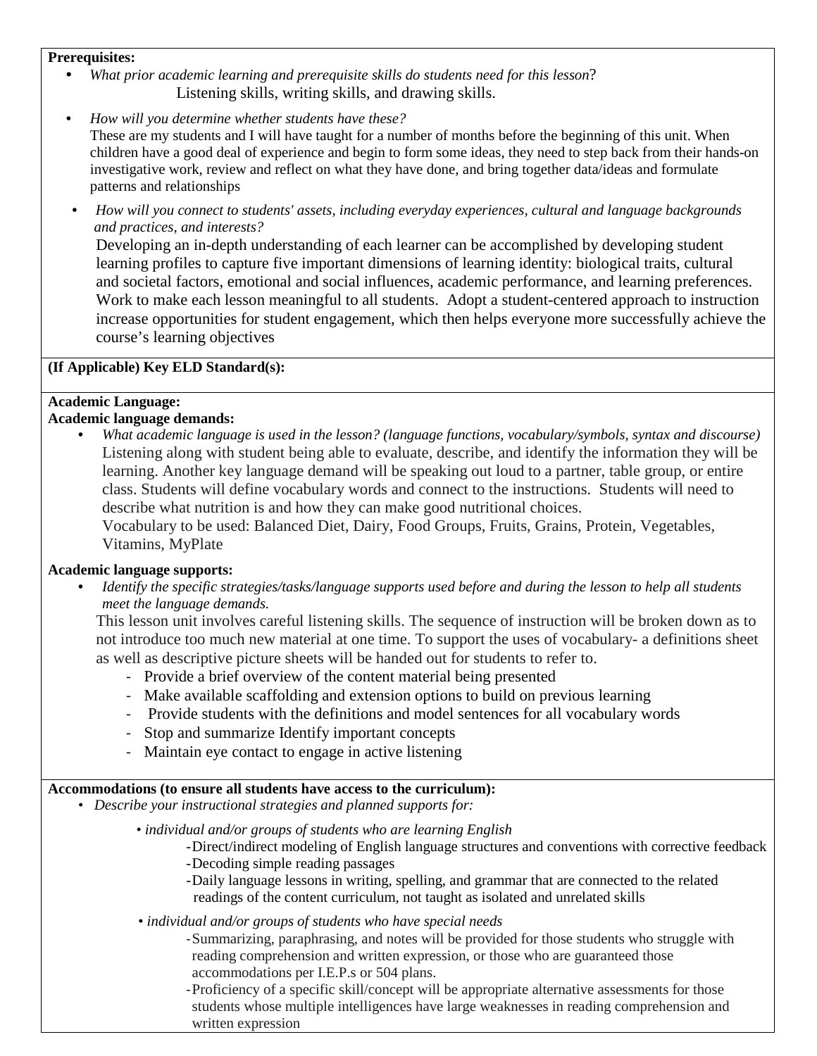**Prerequisites:**

- *What prior academic learning and prerequisite skills do students need for this lesson*?
  Listening skills, writing skills, and drawing skills.
- *How will you determine whether students have these?*
  These are my students and I will have taught for a number of months before the beginning of this unit. When children have a good deal of experience and begin to form some ideas, they need to step back from their hands-on investigative work, review and reflect on what they have done, and bring together data/ideas and formulate patterns and relationships
- *How will you connect to students' assets, including everyday experiences, cultural and language backgrounds and practices, and interests?*
  Developing an in-depth understanding of each learner can be accomplished by developing student learning profiles to capture five important dimensions of learning identity: biological traits, cultural and societal factors, emotional and social influences, academic performance, and learning preferences. Work to make each lesson meaningful to all students. Adopt a student-centered approach to instruction increase opportunities for student engagement, which then helps everyone more successfully achieve the course's learning objectives

**(If Applicable) Key ELD Standard(s):**

**Academic Language:**

**Academic language demands:**

- *What academic language is used in the lesson? (language functions, vocabulary/symbols, syntax and discourse)*
  Listening along with student being able to evaluate, describe, and identify the information they will be learning. Another key language demand will be speaking out loud to a partner, table group, or entire class. Students will define vocabulary words and connect to the instructions. Students will need to describe what nutrition is and how they can make good nutritional choices.
  Vocabulary to be used: Balanced Diet, Dairy, Food Groups, Fruits, Grains, Protein, Vegetables, Vitamins, MyPlate

**Academic language supports:**

- *Identify the specific strategies/tasks/language supports used before and during the lesson to help all students meet the language demands.*
  This lesson unit involves careful listening skills. The sequence of instruction will be broken down as to not introduce too much new material at one time. To support the uses of vocabulary- a definitions sheet as well as descriptive picture sheets will be handed out for students to refer to.
  - Provide a brief overview of the content material being presented
  - Make available scaffolding and extension options to build on previous learning
  - Provide students with the definitions and model sentences for all vocabulary words
  - Stop and summarize Identify important concepts
  - Maintain eye contact to engage in active listening

**Accommodations (to ensure all students have access to the curriculum):**

- *Describe your instructional strategies and planned supports for:*
  - *individual and/or groups of students who are learning English*
    - Direct/indirect modeling of English language structures and conventions with corrective feedback
    - Decoding simple reading passages
    - Daily language lessons in writing, spelling, and grammar that are connected to the related readings of the content curriculum, not taught as isolated and unrelated skills
  - *individual and/or groups of students who have special needs*
    - Summarizing, paraphrasing, and notes will be provided for those students who struggle with reading comprehension and written expression, or those who are guaranteed those accommodations per I.E.P.s or 504 plans.
    - Proficiency of a specific skill/concept will be appropriate alternative assessments for those students whose multiple intelligences have large weaknesses in reading comprehension and written expression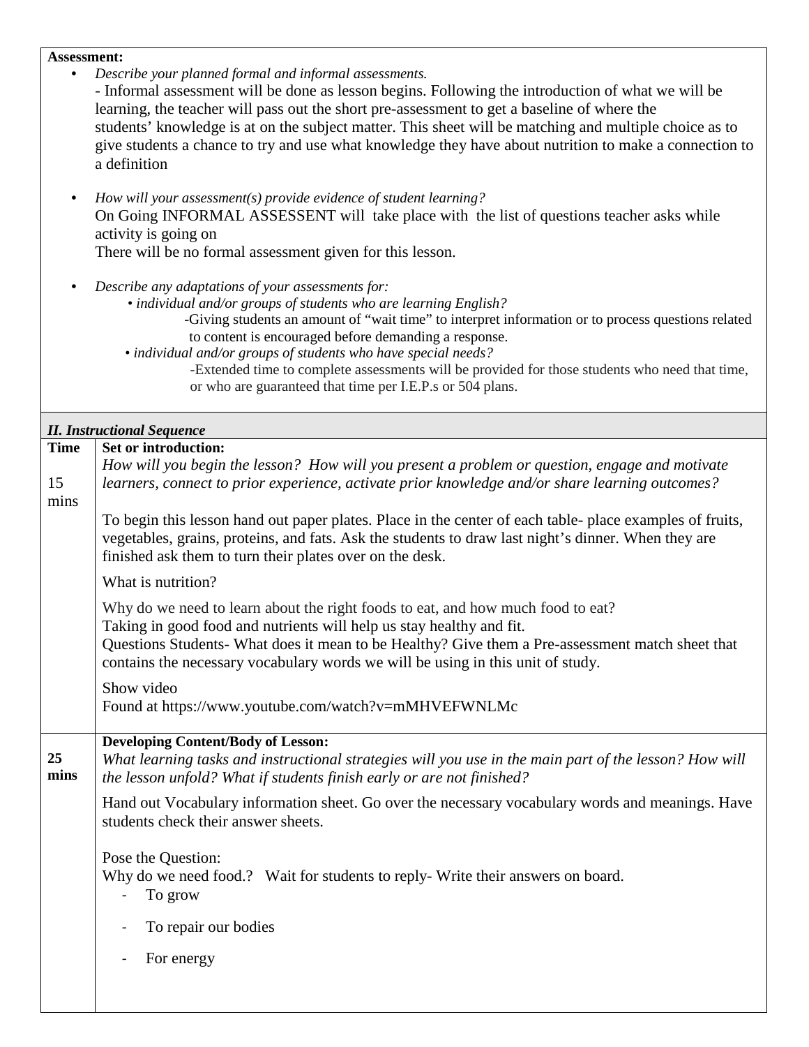**Assessment:**

- *Describe your planned formal and informal assessments.*
  - Informal assessment will be done as lesson begins. Following the introduction of what we will be learning, the teacher will pass out the short pre-assessment to get a baseline of where the students' knowledge is at on the subject matter. This sheet will be matching and multiple choice as to give students a chance to try and use what knowledge they have about nutrition to make a connection to a definition

- *How will your assessment(s) provide evidence of student learning?*
  On Going INFORMAL ASSESSENT will take place with the list of questions teacher asks while activity is going on
  There will be no formal assessment given for this lesson.

- *Describe any adaptations of your assessments for:*
  - *individual and/or groups of students who are learning English?*
    - -Giving students an amount of "wait time" to interpret information or to process questions related to content is encouraged before demanding a response.
  - *individual and/or groups of students who have special needs?*
    - -Extended time to complete assessments will be provided for those students who need that time, or who are guaranteed that time per I.E.P.s or 504 plans.

### *II. Instructional Sequence*

| Time | |
|---|---|
| 15 mins | **Set or introduction:**<br>*How will you begin the lesson? How will you present a problem or question, engage and motivate learners, connect to prior experience, activate prior knowledge and/or share learning outcomes?*<br><br>To begin this lesson hand out paper plates. Place in the center of each table- place examples of fruits, vegetables, grains, proteins, and fats. Ask the students to draw last night's dinner. When they are finished ask them to turn their plates over on the desk.<br><br>What is nutrition?<br><br>Why do we need to learn about the right foods to eat, and how much food to eat?<br>Taking in good food and nutrients will help us stay healthy and fit.<br>Questions Students- What does it mean to be Healthy? Give them a Pre-assessment match sheet that contains the necessary vocabulary words we will be using in this unit of study.<br><br>Show video<br>Found at https://www.youtube.com/watch?v=mMHVEFWNLMc |
| **25 mins** | **Developing Content/Body of Lesson:**<br>*What learning tasks and instructional strategies will you use in the main part of the lesson? How will the lesson unfold? What if students finish early or are not finished?*<br><br>Hand out Vocabulary information sheet. Go over the necessary vocabulary words and meanings. Have students check their answer sheets.<br><br>Pose the Question:<br>Why do we need food.? Wait for students to reply- Write their answers on board.<br>- To grow<br>- To repair our bodies<br>- For energy |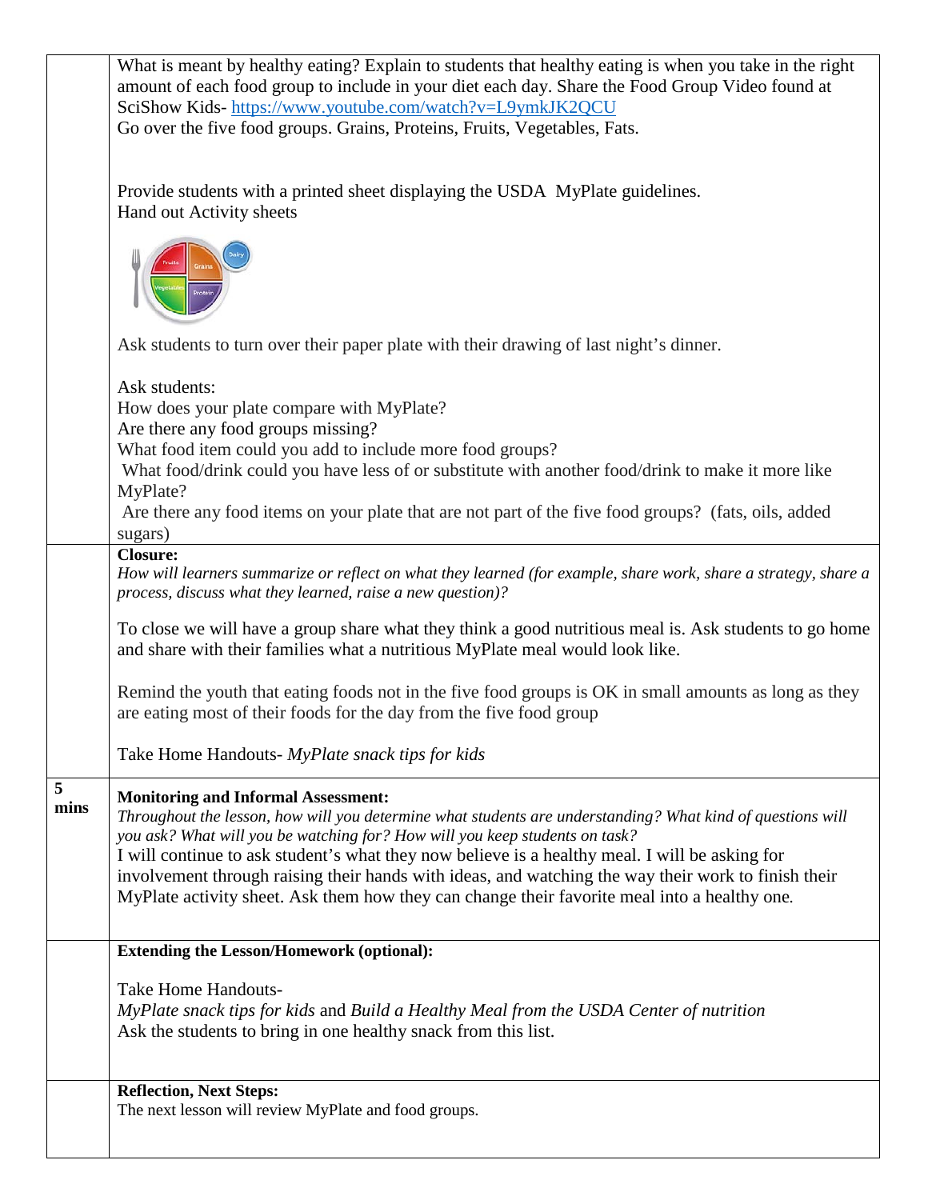| | |
|---|---|
| | What is meant by healthy eating? Explain to students that healthy eating is when you take in the right amount of each food group to include in your diet each day. Share the Food Group Video found at SciShow Kids- https://www.youtube.com/watch?v=L9ymkJK2QCU<br>Go over the five food groups. Grains, Proteins, Fruits, Vegetables, Fats.<br><br>Provide students with a printed sheet displaying the USDA MyPlate guidelines.<br>Hand out Activity sheets<br><br>Ask students to turn over their paper plate with their drawing of last night's dinner.<br><br>Ask students:<br>How does your plate compare with MyPlate?<br>Are there any food groups missing?<br>What food item could you add to include more food groups?<br>What food/drink could you have less of or substitute with another food/drink to make it more like MyPlate?<br>Are there any food items on your plate that are not part of the five food groups? (fats, oils, added sugars) |
| | **Closure:**<br>*How will learners summarize or reflect on what they learned (for example, share work, share a strategy, share a process, discuss what they learned, raise a new question)?*<br><br>To close we will have a group share what they think a good nutritious meal is. Ask students to go home and share with their families what a nutritious MyPlate meal would look like.<br><br>Remind the youth that eating foods not in the five food groups is OK in small amounts as long as they are eating most of their foods for the day from the five food group<br><br>Take Home Handouts- *MyPlate snack tips for kids* |
| **5 mins** | **Monitoring and Informal Assessment:**<br>*Throughout the lesson, how will you determine what students are understanding? What kind of questions will you ask? What will you be watching for? How will you keep students on task?*<br>I will continue to ask student's what they now believe is a healthy meal. I will be asking for involvement through raising their hands with ideas, and watching the way their work to finish their MyPlate activity sheet. Ask them how they can change their favorite meal into a healthy one. |
| | **Extending the Lesson/Homework (optional):**<br><br>Take Home Handouts-<br>*MyPlate snack tips for kids* and *Build a Healthy Meal from the USDA Center of nutrition*<br>Ask the students to bring in one healthy snack from this list. |
| | **Reflection, Next Steps:**<br>The next lesson will review MyPlate and food groups. |